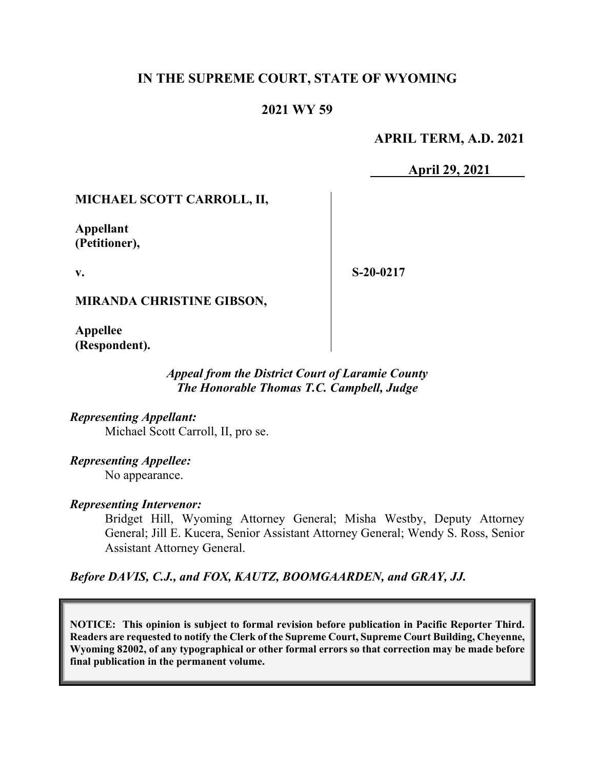# IN THE SUPREME COURT, STATE OF WYOMING

## 2021 WY 59

**APRIL TERM, A.D. 2021**

**April 29, 2021**

| | |
|---|---|
| **MICHAEL SCOTT CARROLL, II,**<br><br>**Appellant (Petitioner),**<br><br>**v.**<br><br>**MIRANDA CHRISTINE GIBSON,**<br><br>**Appellee (Respondent).** | **S-20-0217** |

*Appeal from the District Court of Laramie County*
*The Honorable Thomas T.C. Campbell, Judge*

*Representing Appellant:*
Michael Scott Carroll, II, pro se.

*Representing Appellee:*
No appearance.

*Representing Intervenor:*
Bridget Hill, Wyoming Attorney General; Misha Westby, Deputy Attorney General; Jill E. Kucera, Senior Assistant Attorney General; Wendy S. Ross, Senior Assistant Attorney General.

*Before DAVIS, C.J., and FOX, KAUTZ, BOOMGAARDEN, and GRAY, JJ.*

**NOTICE: This opinion is subject to formal revision before publication in Pacific Reporter Third. Readers are requested to notify the Clerk of the Supreme Court, Supreme Court Building, Cheyenne, Wyoming 82002, of any typographical or other formal errors so that correction may be made before final publication in the permanent volume.**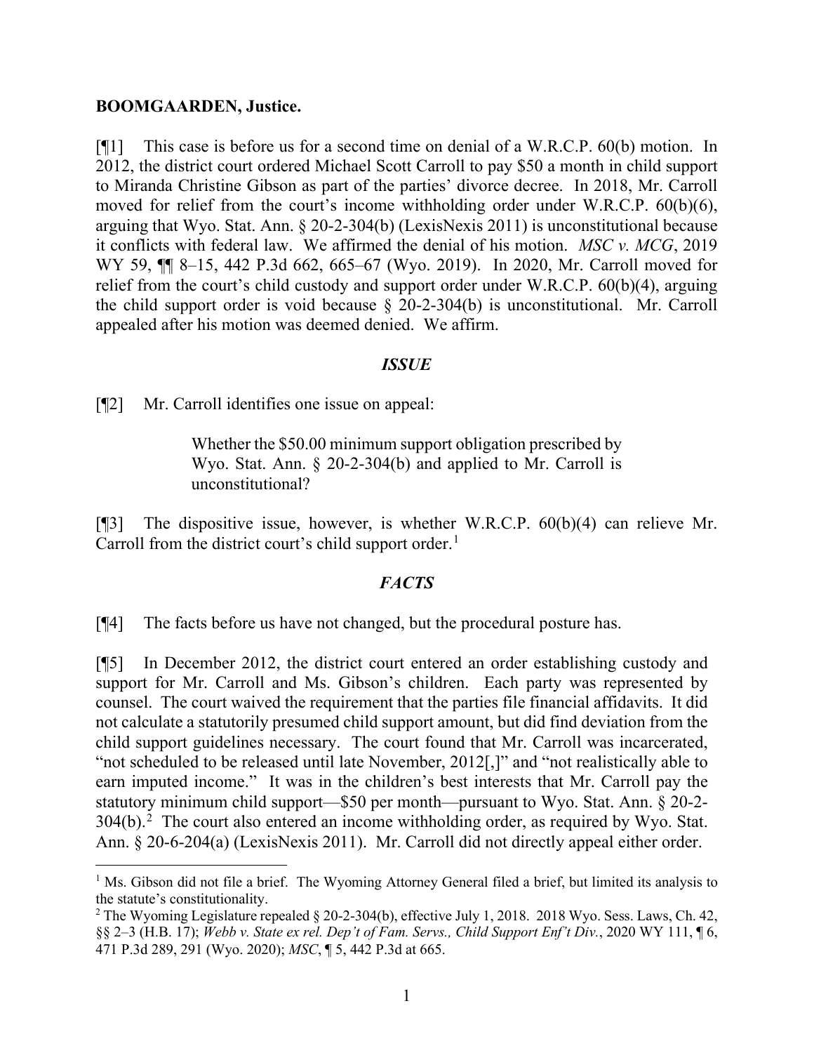**BOOMGAARDEN, Justice.**

[¶1] This case is before us for a second time on denial of a W.R.C.P. 60(b) motion. In 2012, the district court ordered Michael Scott Carroll to pay $50 a month in child support to Miranda Christine Gibson as part of the parties' divorce decree. In 2018, Mr. Carroll moved for relief from the court's income withholding order under W.R.C.P. 60(b)(6), arguing that Wyo. Stat. Ann. § 20-2-304(b) (LexisNexis 2011) is unconstitutional because it conflicts with federal law. We affirmed the denial of his motion. *MSC v. MCG*, 2019 WY 59, ¶¶ 8–15, 442 P.3d 662, 665–67 (Wyo. 2019). In 2020, Mr. Carroll moved for relief from the court's child custody and support order under W.R.C.P. 60(b)(4), arguing the child support order is void because § 20-2-304(b) is unconstitutional. Mr. Carroll appealed after his motion was deemed denied. We affirm.

## *ISSUE*

[¶2] Mr. Carroll identifies one issue on appeal:

> Whether the $50.00 minimum support obligation prescribed by Wyo. Stat. Ann. § 20-2-304(b) and applied to Mr. Carroll is unconstitutional?

[¶3] The dispositive issue, however, is whether W.R.C.P. 60(b)(4) can relieve Mr. Carroll from the district court's child support order.[1]

## *FACTS*

[¶4] The facts before us have not changed, but the procedural posture has.

[¶5] In December 2012, the district court entered an order establishing custody and support for Mr. Carroll and Ms. Gibson's children. Each party was represented by counsel. The court waived the requirement that the parties file financial affidavits. It did not calculate a statutorily presumed child support amount, but did find deviation from the child support guidelines necessary. The court found that Mr. Carroll was incarcerated, "not scheduled to be released until late November, 2012[,]" and "not realistically able to earn imputed income." It was in the children's best interests that Mr. Carroll pay the statutory minimum child support—$50 per month—pursuant to Wyo. Stat. Ann. § 20-2-304(b).[2] The court also entered an income withholding order, as required by Wyo. Stat. Ann. § 20-6-204(a) (LexisNexis 2011). Mr. Carroll did not directly appeal either order.

---

[1] Ms. Gibson did not file a brief. The Wyoming Attorney General filed a brief, but limited its analysis to the statute's constitutionality.

[2] The Wyoming Legislature repealed § 20-2-304(b), effective July 1, 2018. 2018 Wyo. Sess. Laws, Ch. 42, §§ 2–3 (H.B. 17); *Webb v. State ex rel. Dep't of Fam. Servs., Child Support Enf't Div.*, 2020 WY 111, ¶ 6, 471 P.3d 289, 291 (Wyo. 2020); *MSC*, ¶ 5, 442 P.3d at 665.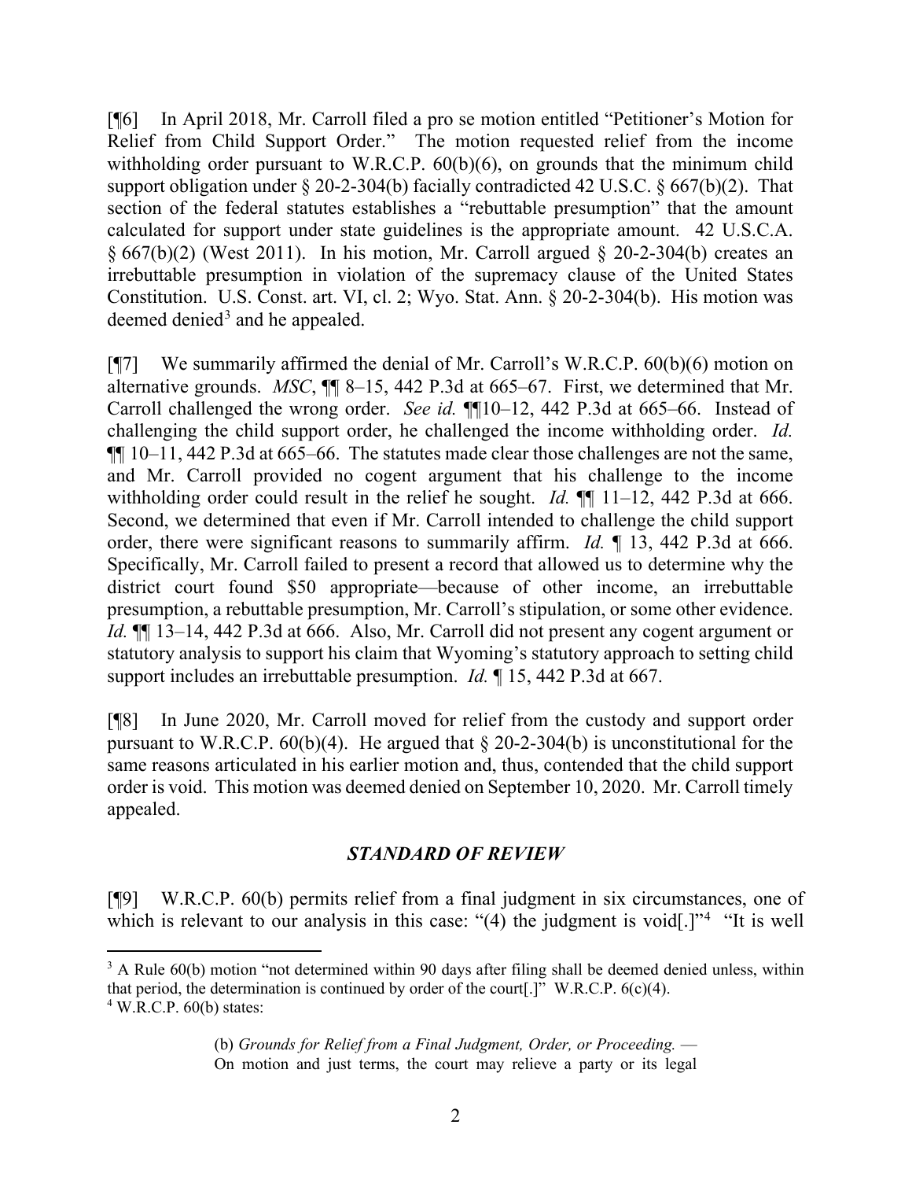[¶6] In April 2018, Mr. Carroll filed a pro se motion entitled "Petitioner's Motion for Relief from Child Support Order." The motion requested relief from the income withholding order pursuant to W.R.C.P. 60(b)(6), on grounds that the minimum child support obligation under § 20-2-304(b) facially contradicted 42 U.S.C. § 667(b)(2). That section of the federal statutes establishes a "rebuttable presumption" that the amount calculated for support under state guidelines is the appropriate amount. 42 U.S.C.A. § 667(b)(2) (West 2011). In his motion, Mr. Carroll argued § 20-2-304(b) creates an irrebuttable presumption in violation of the supremacy clause of the United States Constitution. U.S. Const. art. VI, cl. 2; Wyo. Stat. Ann. § 20-2-304(b). His motion was deemed denied[3] and he appealed.

[¶7] We summarily affirmed the denial of Mr. Carroll's W.R.C.P. 60(b)(6) motion on alternative grounds. *MSC*, ¶¶ 8–15, 442 P.3d at 665–67. First, we determined that Mr. Carroll challenged the wrong order. *See id.* ¶¶10–12, 442 P.3d at 665–66. Instead of challenging the child support order, he challenged the income withholding order. *Id.* ¶¶ 10–11, 442 P.3d at 665–66. The statutes made clear those challenges are not the same, and Mr. Carroll provided no cogent argument that his challenge to the income withholding order could result in the relief he sought. *Id.* ¶¶ 11–12, 442 P.3d at 666. Second, we determined that even if Mr. Carroll intended to challenge the child support order, there were significant reasons to summarily affirm. *Id.* ¶ 13, 442 P.3d at 666. Specifically, Mr. Carroll failed to present a record that allowed us to determine why the district court found $50 appropriate—because of other income, an irrebuttable presumption, a rebuttable presumption, Mr. Carroll's stipulation, or some other evidence. *Id.* ¶¶ 13–14, 442 P.3d at 666. Also, Mr. Carroll did not present any cogent argument or statutory analysis to support his claim that Wyoming's statutory approach to setting child support includes an irrebuttable presumption. *Id.* ¶ 15, 442 P.3d at 667.

[¶8] In June 2020, Mr. Carroll moved for relief from the custody and support order pursuant to W.R.C.P. 60(b)(4). He argued that § 20-2-304(b) is unconstitutional for the same reasons articulated in his earlier motion and, thus, contended that the child support order is void. This motion was deemed denied on September 10, 2020. Mr. Carroll timely appealed.

## *STANDARD OF REVIEW*

[¶9] W.R.C.P. 60(b) permits relief from a final judgment in six circumstances, one of which is relevant to our analysis in this case: "(4) the judgment is void[.]"[4] "It is well

---

[3] A Rule 60(b) motion "not determined within 90 days after filing shall be deemed denied unless, within that period, the determination is continued by order of the court[.]" W.R.C.P. 6(c)(4).

[4] W.R.C.P. 60(b) states:

> (b) *Grounds for Relief from a Final Judgment, Order, or Proceeding.* — On motion and just terms, the court may relieve a party or its legal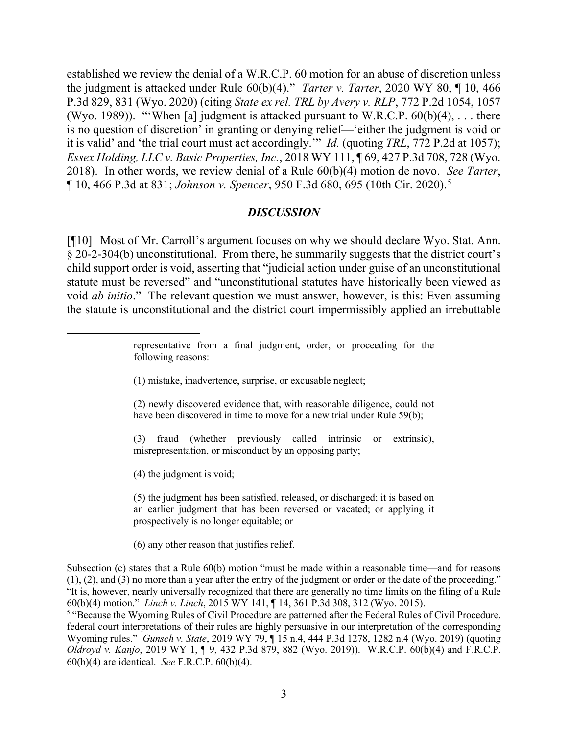established we review the denial of a W.R.C.P. 60 motion for an abuse of discretion unless the judgment is attacked under Rule 60(b)(4)." *Tarter v. Tarter*, 2020 WY 80, ¶ 10, 466 P.3d 829, 831 (Wyo. 2020) (citing *State ex rel. TRL by Avery v. RLP*, 772 P.2d 1054, 1057 (Wyo. 1989)). "'When [a] judgment is attacked pursuant to W.R.C.P. 60(b)(4), . . . there is no question of discretion' in granting or denying relief—'either the judgment is void or it is valid' and 'the trial court must act accordingly.'" *Id.* (quoting *TRL*, 772 P.2d at 1057); *Essex Holding, LLC v. Basic Properties, Inc.*, 2018 WY 111, ¶ 69, 427 P.3d 708, 728 (Wyo. 2018). In other words, we review denial of a Rule 60(b)(4) motion de novo. *See Tarter*, ¶ 10, 466 P.3d at 831; *Johnson v. Spencer*, 950 F.3d 680, 695 (10th Cir. 2020).[5]

## *DISCUSSION*

[¶10] Most of Mr. Carroll's argument focuses on why we should declare Wyo. Stat. Ann. § 20-2-304(b) unconstitutional. From there, he summarily suggests that the district court's child support order is void, asserting that "judicial action under guise of an unconstitutional statute must be reversed" and "unconstitutional statutes have historically been viewed as void *ab initio*." The relevant question we must answer, however, is this: Even assuming the statute is unconstitutional and the district court impermissibly applied an irrebuttable

---

> representative from a final judgment, order, or proceeding for the following reasons:
>
> (1) mistake, inadvertence, surprise, or excusable neglect;
>
> (2) newly discovered evidence that, with reasonable diligence, could not have been discovered in time to move for a new trial under Rule 59(b);
>
> (3) fraud (whether previously called intrinsic or extrinsic), misrepresentation, or misconduct by an opposing party;
>
> (4) the judgment is void;
>
> (5) the judgment has been satisfied, released, or discharged; it is based on an earlier judgment that has been reversed or vacated; or applying it prospectively is no longer equitable; or
>
> (6) any other reason that justifies relief.

Subsection (c) states that a Rule 60(b) motion "must be made within a reasonable time—and for reasons (1), (2), and (3) no more than a year after the entry of the judgment or order or the date of the proceeding." "It is, however, nearly universally recognized that there are generally no time limits on the filing of a Rule 60(b)(4) motion." *Linch v. Linch*, 2015 WY 141, ¶ 14, 361 P.3d 308, 312 (Wyo. 2015).

[5] "Because the Wyoming Rules of Civil Procedure are patterned after the Federal Rules of Civil Procedure, federal court interpretations of their rules are highly persuasive in our interpretation of the corresponding Wyoming rules." *Gunsch v. State*, 2019 WY 79, ¶ 15 n.4, 444 P.3d 1278, 1282 n.4 (Wyo. 2019) (quoting *Oldroyd v. Kanjo*, 2019 WY 1, ¶ 9, 432 P.3d 879, 882 (Wyo. 2019)). W.R.C.P. 60(b)(4) and F.R.C.P. 60(b)(4) are identical. *See* F.R.C.P. 60(b)(4).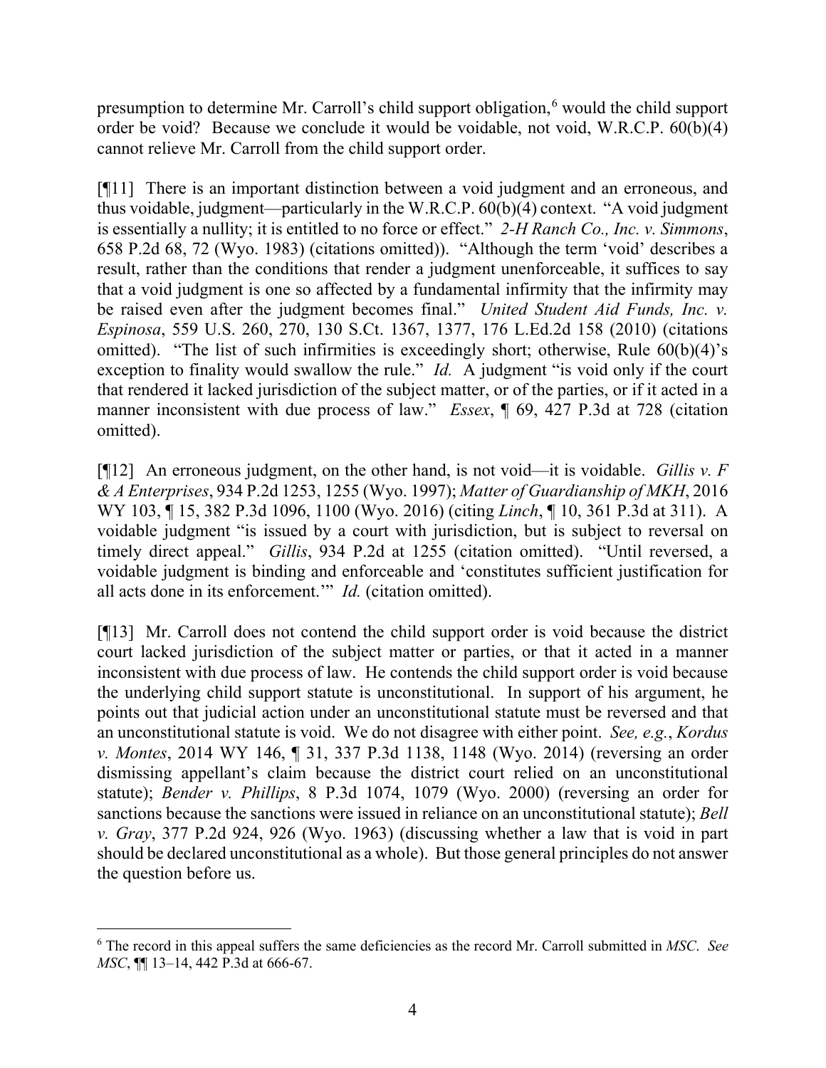presumption to determine Mr. Carroll's child support obligation,[6] would the child support order be void? Because we conclude it would be voidable, not void, W.R.C.P. 60(b)(4) cannot relieve Mr. Carroll from the child support order.

[¶11] There is an important distinction between a void judgment and an erroneous, and thus voidable, judgment—particularly in the W.R.C.P. 60(b)(4) context. "A void judgment is essentially a nullity; it is entitled to no force or effect." *2-H Ranch Co., Inc. v. Simmons*, 658 P.2d 68, 72 (Wyo. 1983) (citations omitted)). "Although the term 'void' describes a result, rather than the conditions that render a judgment unenforceable, it suffices to say that a void judgment is one so affected by a fundamental infirmity that the infirmity may be raised even after the judgment becomes final." *United Student Aid Funds, Inc. v. Espinosa*, 559 U.S. 260, 270, 130 S.Ct. 1367, 1377, 176 L.Ed.2d 158 (2010) (citations omitted). "The list of such infirmities is exceedingly short; otherwise, Rule 60(b)(4)'s exception to finality would swallow the rule." *Id.* A judgment "is void only if the court that rendered it lacked jurisdiction of the subject matter, or of the parties, or if it acted in a manner inconsistent with due process of law." *Essex*, ¶ 69, 427 P.3d at 728 (citation omitted).

[¶12] An erroneous judgment, on the other hand, is not void—it is voidable. *Gillis v. F & A Enterprises*, 934 P.2d 1253, 1255 (Wyo. 1997); *Matter of Guardianship of MKH*, 2016 WY 103, ¶ 15, 382 P.3d 1096, 1100 (Wyo. 2016) (citing *Linch*, ¶ 10, 361 P.3d at 311). A voidable judgment "is issued by a court with jurisdiction, but is subject to reversal on timely direct appeal." *Gillis*, 934 P.2d at 1255 (citation omitted). "Until reversed, a voidable judgment is binding and enforceable and 'constitutes sufficient justification for all acts done in its enforcement.'" *Id.* (citation omitted).

[¶13] Mr. Carroll does not contend the child support order is void because the district court lacked jurisdiction of the subject matter or parties, or that it acted in a manner inconsistent with due process of law. He contends the child support order is void because the underlying child support statute is unconstitutional. In support of his argument, he points out that judicial action under an unconstitutional statute must be reversed and that an unconstitutional statute is void. We do not disagree with either point. *See, e.g.*, *Kordus v. Montes*, 2014 WY 146, ¶ 31, 337 P.3d 1138, 1148 (Wyo. 2014) (reversing an order dismissing appellant's claim because the district court relied on an unconstitutional statute); *Bender v. Phillips*, 8 P.3d 1074, 1079 (Wyo. 2000) (reversing an order for sanctions because the sanctions were issued in reliance on an unconstitutional statute); *Bell v. Gray*, 377 P.2d 924, 926 (Wyo. 1963) (discussing whether a law that is void in part should be declared unconstitutional as a whole). But those general principles do not answer the question before us.

---

[6] The record in this appeal suffers the same deficiencies as the record Mr. Carroll submitted in *MSC*. *See MSC*, ¶¶ 13–14, 442 P.3d at 666-67.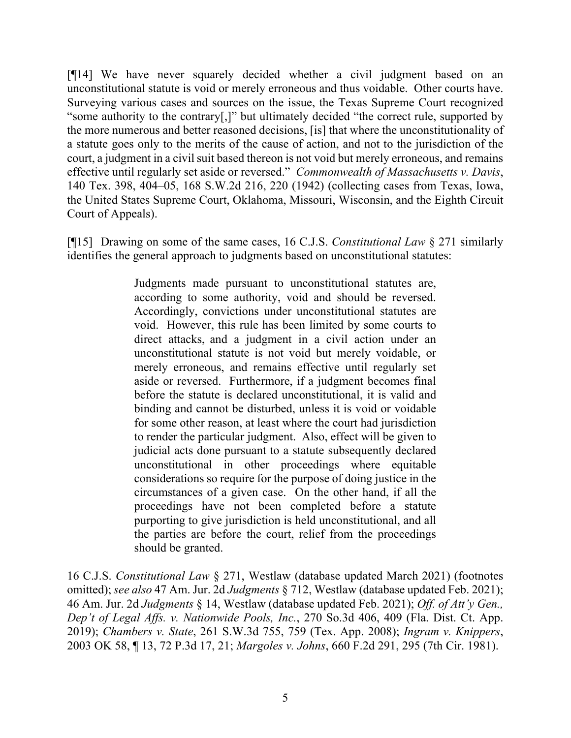[¶14] We have never squarely decided whether a civil judgment based on an unconstitutional statute is void or merely erroneous and thus voidable. Other courts have. Surveying various cases and sources on the issue, the Texas Supreme Court recognized "some authority to the contrary[,]" but ultimately decided "the correct rule, supported by the more numerous and better reasoned decisions, [is] that where the unconstitutionality of a statute goes only to the merits of the cause of action, and not to the jurisdiction of the court, a judgment in a civil suit based thereon is not void but merely erroneous, and remains effective until regularly set aside or reversed." *Commonwealth of Massachusetts v. Davis*, 140 Tex. 398, 404–05, 168 S.W.2d 216, 220 (1942) (collecting cases from Texas, Iowa, the United States Supreme Court, Oklahoma, Missouri, Wisconsin, and the Eighth Circuit Court of Appeals).

[¶15] Drawing on some of the same cases, 16 C.J.S. *Constitutional Law* § 271 similarly identifies the general approach to judgments based on unconstitutional statutes:

> Judgments made pursuant to unconstitutional statutes are, according to some authority, void and should be reversed. Accordingly, convictions under unconstitutional statutes are void. However, this rule has been limited by some courts to direct attacks, and a judgment in a civil action under an unconstitutional statute is not void but merely voidable, or merely erroneous, and remains effective until regularly set aside or reversed. Furthermore, if a judgment becomes final before the statute is declared unconstitutional, it is valid and binding and cannot be disturbed, unless it is void or voidable for some other reason, at least where the court had jurisdiction to render the particular judgment. Also, effect will be given to judicial acts done pursuant to a statute subsequently declared unconstitutional in other proceedings where equitable considerations so require for the purpose of doing justice in the circumstances of a given case. On the other hand, if all the proceedings have not been completed before a statute purporting to give jurisdiction is held unconstitutional, and all the parties are before the court, relief from the proceedings should be granted.

16 C.J.S. *Constitutional Law* § 271, Westlaw (database updated March 2021) (footnotes omitted); *see also* 47 Am. Jur. 2d *Judgments* § 712, Westlaw (database updated Feb. 2021); 46 Am. Jur. 2d *Judgments* § 14, Westlaw (database updated Feb. 2021); *Off. of Att'y Gen., Dep't of Legal Affs. v. Nationwide Pools, Inc.*, 270 So.3d 406, 409 (Fla. Dist. Ct. App. 2019); *Chambers v. State*, 261 S.W.3d 755, 759 (Tex. App. 2008); *Ingram v. Knippers*, 2003 OK 58, ¶ 13, 72 P.3d 17, 21; *Margoles v. Johns*, 660 F.2d 291, 295 (7th Cir. 1981).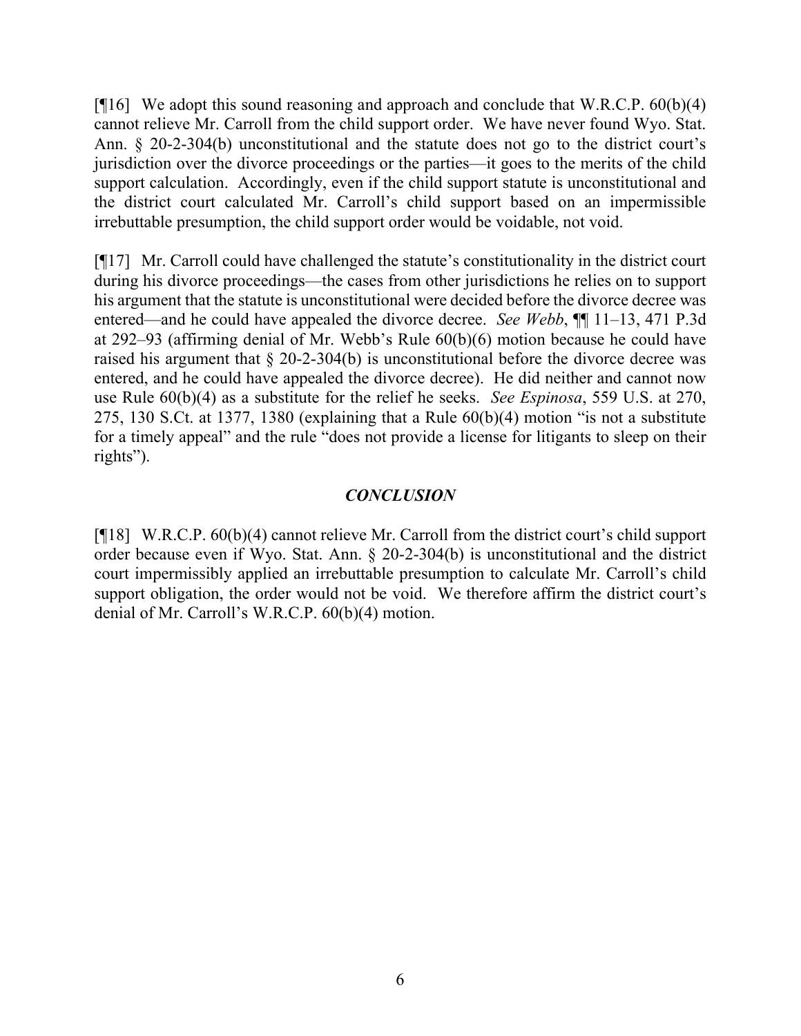[¶16] We adopt this sound reasoning and approach and conclude that W.R.C.P. 60(b)(4) cannot relieve Mr. Carroll from the child support order. We have never found Wyo. Stat. Ann. § 20-2-304(b) unconstitutional and the statute does not go to the district court's jurisdiction over the divorce proceedings or the parties—it goes to the merits of the child support calculation. Accordingly, even if the child support statute is unconstitutional and the district court calculated Mr. Carroll's child support based on an impermissible irrebuttable presumption, the child support order would be voidable, not void.

[¶17] Mr. Carroll could have challenged the statute's constitutionality in the district court during his divorce proceedings—the cases from other jurisdictions he relies on to support his argument that the statute is unconstitutional were decided before the divorce decree was entered—and he could have appealed the divorce decree. *See Webb*, ¶¶ 11–13, 471 P.3d at 292–93 (affirming denial of Mr. Webb's Rule 60(b)(6) motion because he could have raised his argument that § 20-2-304(b) is unconstitutional before the divorce decree was entered, and he could have appealed the divorce decree). He did neither and cannot now use Rule 60(b)(4) as a substitute for the relief he seeks. *See Espinosa*, 559 U.S. at 270, 275, 130 S.Ct. at 1377, 1380 (explaining that a Rule 60(b)(4) motion "is not a substitute for a timely appeal" and the rule "does not provide a license for litigants to sleep on their rights").

## ***CONCLUSION***

[¶18] W.R.C.P. 60(b)(4) cannot relieve Mr. Carroll from the district court's child support order because even if Wyo. Stat. Ann. § 20-2-304(b) is unconstitutional and the district court impermissibly applied an irrebuttable presumption to calculate Mr. Carroll's child support obligation, the order would not be void. We therefore affirm the district court's denial of Mr. Carroll's W.R.C.P. 60(b)(4) motion.